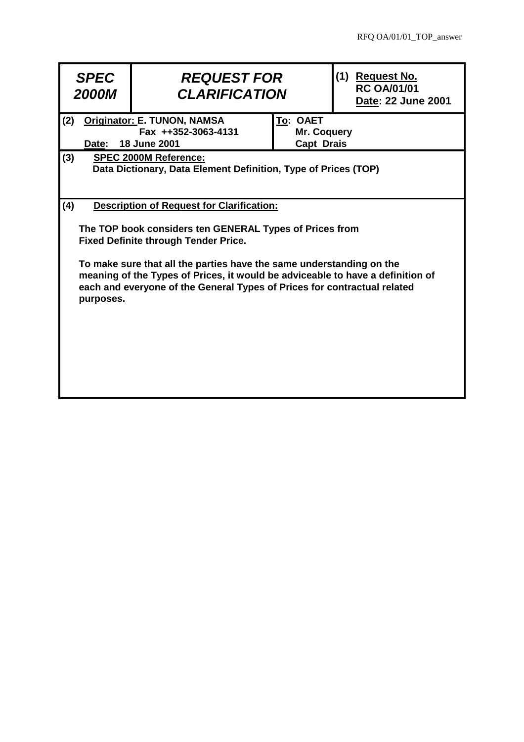RFQ OA/01/01_TOP_answer

| ***SPEC 2000M*** | ***REQUEST FOR CLARIFICATION*** | | **(1) Request No.** **RC OA/01/01** **Date: 22 June 2001** |
|---|---|---|---|
| **(2) Originator: E. TUNON, NAMSA** **Fax ++352-3063-4131** **Date: 18 June 2001** | | **To: OAET** **Mr. Coquery** **Capt Drais** | |

**(3) SPEC 2000M Reference:**

**Data Dictionary, Data Element Definition, Type of Prices (TOP)**

**(4) Description of Request for Clarification:**

**The TOP book considers ten GENERAL Types of Prices from Fixed Definite through Tender Price.**

**To make sure that all the parties have the same understanding on the meaning of the Types of Prices, it would be adviceable to have a definition of each and everyone of the General Types of Prices for contractual related purposes.**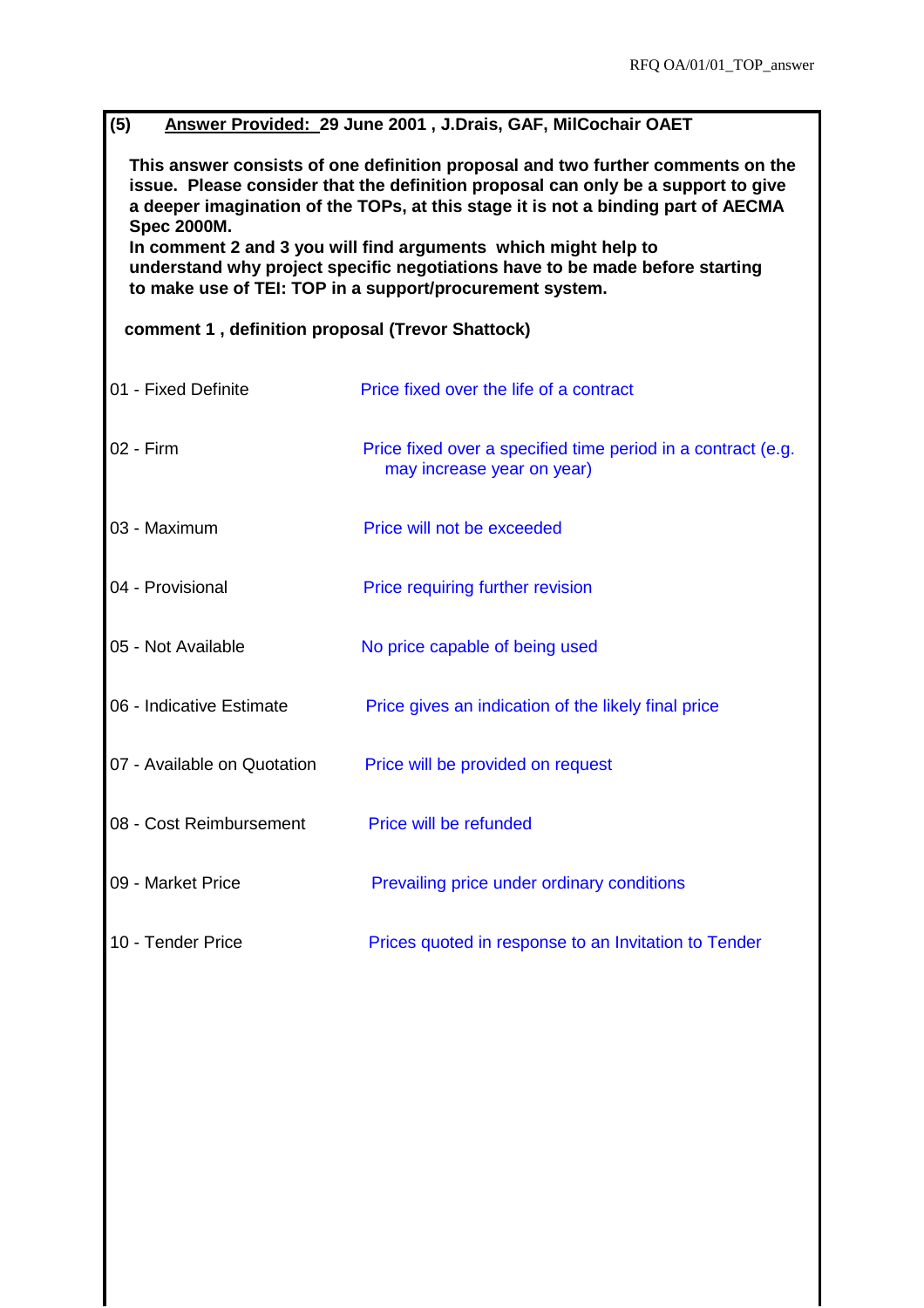**(5) Answer Provided: 29 June 2001 , J.Drais, GAF, MilCochair OAET**

**This answer consists of one definition proposal and two further comments on the issue. Please consider that the definition proposal can only be a support to give a deeper imagination of the TOPs, at this stage it is not a binding part of AECMA Spec 2000M.**
**In comment 2 and 3 you will find arguments which might help to understand why project specific negotiations have to be made before starting to make use of TEI: TOP in a support/procurement system.**

**comment 1 , definition proposal (Trevor Shattock)**

| | |
|---|---|
| 01 - Fixed Definite | Price fixed over the life of a contract |
| 02 - Firm | Price fixed over a specified time period in a contract (e.g. may increase year on year) |
| 03 - Maximum | Price will not be exceeded |
| 04 - Provisional | Price requiring further revision |
| 05 - Not Available | No price capable of being used |
| 06 - Indicative Estimate | Price gives an indication of the likely final price |
| 07 - Available on Quotation | Price will be provided on request |
| 08 - Cost Reimbursement | Price will be refunded |
| 09 - Market Price | Prevailing price under ordinary conditions |
| 10 - Tender Price | Prices quoted in response to an Invitation to Tender |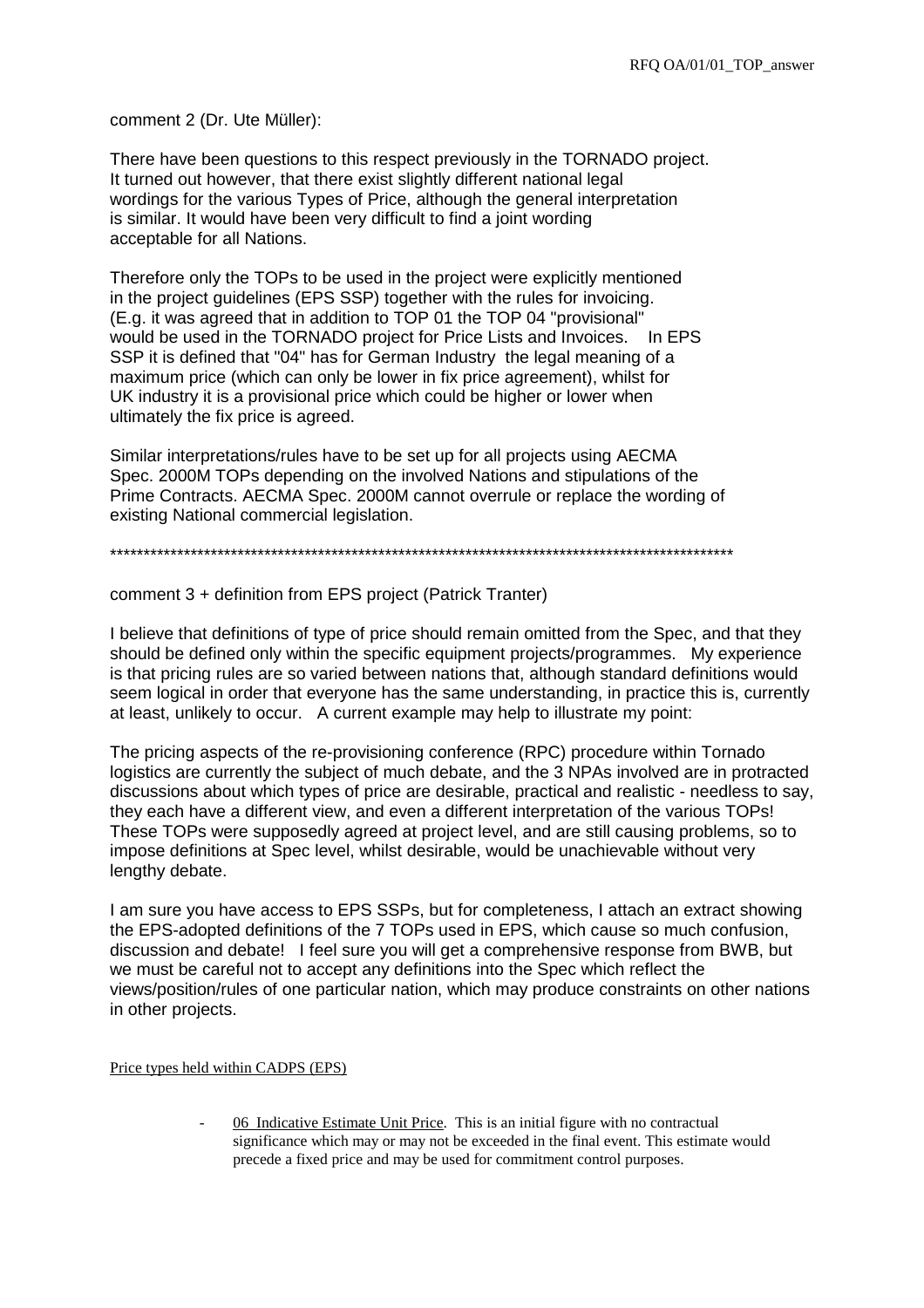comment 2 (Dr. Ute Müller):

There have been questions to this respect previously in the TORNADO project. It turned out however, that there exist slightly different national legal wordings for the various Types of Price, although the general interpretation is similar. It would have been very difficult to find a joint wording acceptable for all Nations.

Therefore only the TOPs to be used in the project were explicitly mentioned in the project guidelines (EPS SSP) together with the rules for invoicing. (E.g. it was agreed that in addition to TOP 01 the TOP 04 "provisional" would be used in the TORNADO project for Price Lists and Invoices. In EPS SSP it is defined that "04" has for German Industry the legal meaning of a maximum price (which can only be lower in fix price agreement), whilst for UK industry it is a provisional price which could be higher or lower when ultimately the fix price is agreed.

Similar interpretations/rules have to be set up for all projects using AECMA Spec. 2000M TOPs depending on the involved Nations and stipulations of the Prime Contracts. AECMA Spec. 2000M cannot overrule or replace the wording of existing National commercial legislation.

**********************************************************************************************

comment 3 + definition from EPS project (Patrick Tranter)

I believe that definitions of type of price should remain omitted from the Spec, and that they should be defined only within the specific equipment projects/programmes. My experience is that pricing rules are so varied between nations that, although standard definitions would seem logical in order that everyone has the same understanding, in practice this is, currently at least, unlikely to occur. A current example may help to illustrate my point:

The pricing aspects of the re-provisioning conference (RPC) procedure within Tornado logistics are currently the subject of much debate, and the 3 NPAs involved are in protracted discussions about which types of price are desirable, practical and realistic - needless to say, they each have a different view, and even a different interpretation of the various TOPs! These TOPs were supposedly agreed at project level, and are still causing problems, so to impose definitions at Spec level, whilst desirable, would be unachievable without very lengthy debate.

I am sure you have access to EPS SSPs, but for completeness, I attach an extract showing the EPS-adopted definitions of the 7 TOPs used in EPS, which cause so much confusion, discussion and debate! I feel sure you will get a comprehensive response from BWB, but we must be careful not to accept any definitions into the Spec which reflect the views/position/rules of one particular nation, which may produce constraints on other nations in other projects.

<u>Price types held within CADPS (EPS)</u>

- <u>06 Indicative Estimate Unit Price</u>. This is an initial figure with no contractual significance which may or may not be exceeded in the final event. This estimate would precede a fixed price and may be used for commitment control purposes.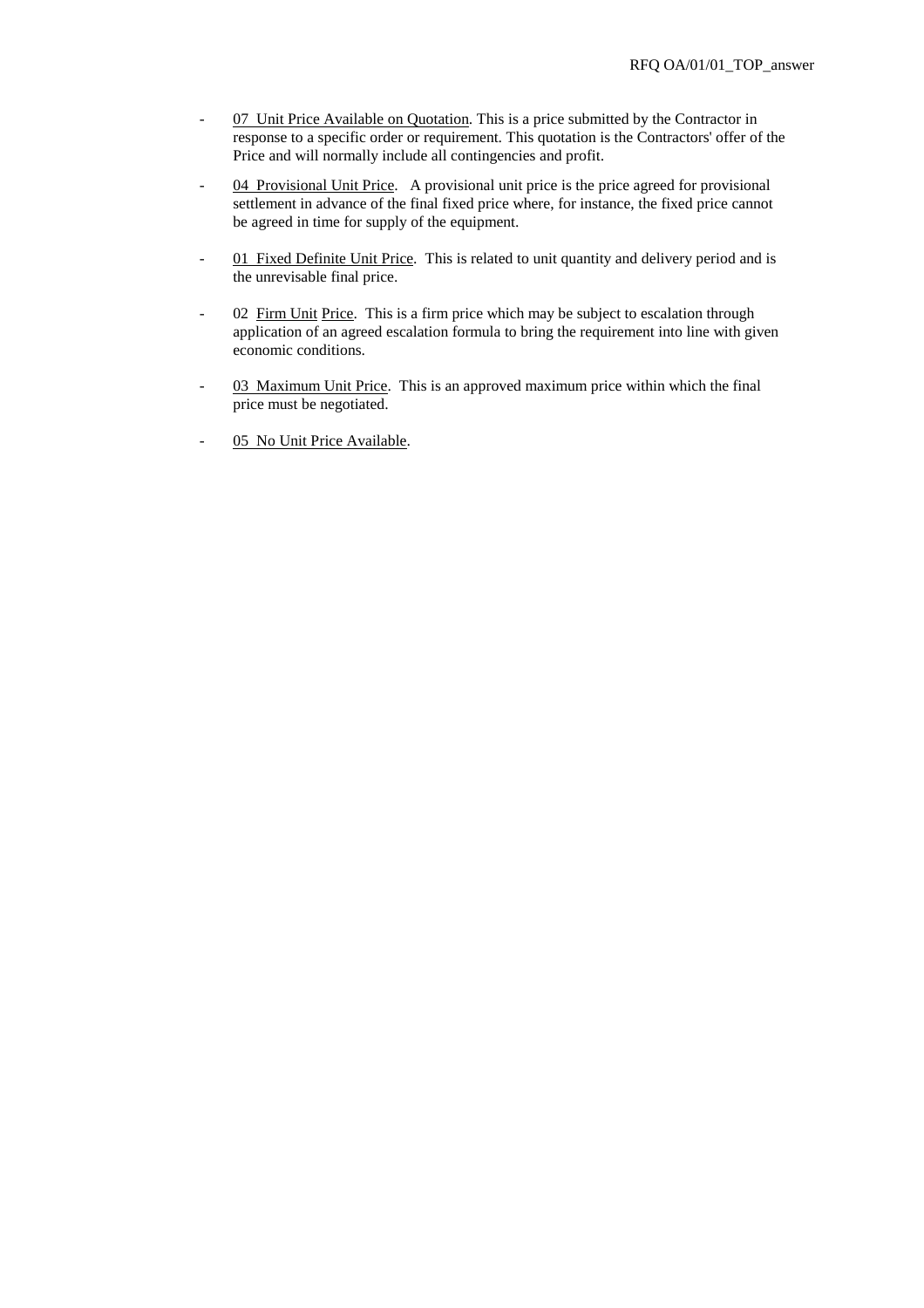- 07 Unit Price Available on Quotation. This is a price submitted by the Contractor in response to a specific order or requirement. This quotation is the Contractors' offer of the Price and will normally include all contingencies and profit.

- 04 Provisional Unit Price. A provisional unit price is the price agreed for provisional settlement in advance of the final fixed price where, for instance, the fixed price cannot be agreed in time for supply of the equipment.

- 01 Fixed Definite Unit Price. This is related to unit quantity and delivery period and is the unrevisable final price.

- 02 Firm Unit Price. This is a firm price which may be subject to escalation through application of an agreed escalation formula to bring the requirement into line with given economic conditions.

- 03 Maximum Unit Price. This is an approved maximum price within which the final price must be negotiated.

- 05 No Unit Price Available.